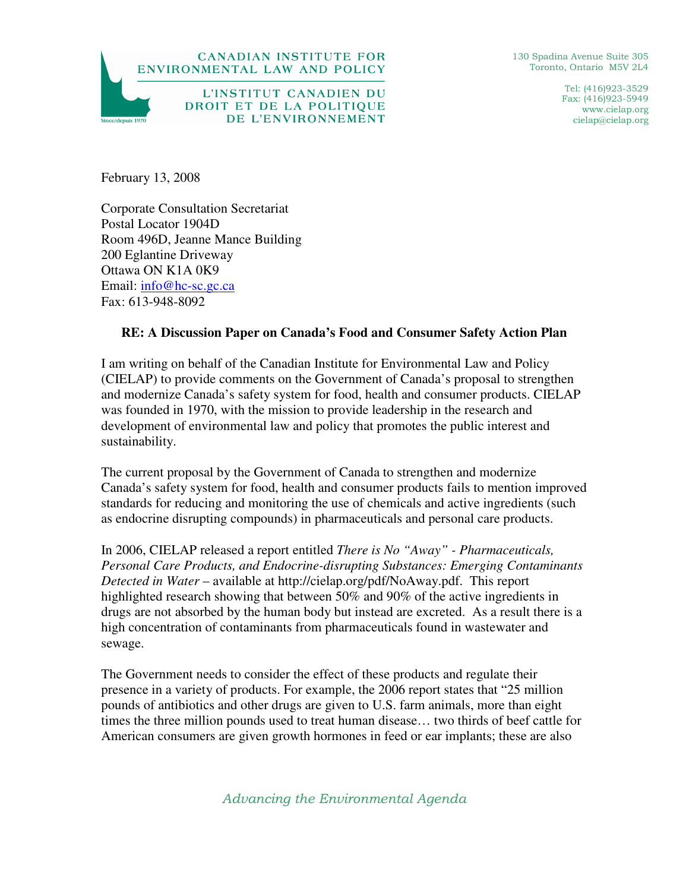CANADIAN INSTITUTE FOR ENVIRONMENTAL LAW AND POLICY

L'INSTITUT CANADIEN DU DROIT ET DE LA POLITIQUE DE L'ENVIRONNEMENT

Since/depuis 1970

130 Spadina Avenue Suite 305
Toronto, Ontario M5V 2L4

Tel: (416)923-3529
Fax: (416)923-5949
www.cielap.org
cielap@cielap.org

February 13, 2008

Corporate Consultation Secretariat
Postal Locator 1904D
Room 496D, Jeanne Mance Building
200 Eglantine Driveway
Ottawa ON K1A 0K9
Email: info@hc-sc.gc.ca
Fax: 613-948-8092

**RE: A Discussion Paper on Canada's Food and Consumer Safety Action Plan**

I am writing on behalf of the Canadian Institute for Environmental Law and Policy (CIELAP) to provide comments on the Government of Canada's proposal to strengthen and modernize Canada's safety system for food, health and consumer products. CIELAP was founded in 1970, with the mission to provide leadership in the research and development of environmental law and policy that promotes the public interest and sustainability.

The current proposal by the Government of Canada to strengthen and modernize Canada's safety system for food, health and consumer products fails to mention improved standards for reducing and monitoring the use of chemicals and active ingredients (such as endocrine disrupting compounds) in pharmaceuticals and personal care products.

In 2006, CIELAP released a report entitled *There is No "Away" - Pharmaceuticals, Personal Care Products, and Endocrine-disrupting Substances: Emerging Contaminants Detected in Water* – available at http://cielap.org/pdf/NoAway.pdf. This report highlighted research showing that between 50% and 90% of the active ingredients in drugs are not absorbed by the human body but instead are excreted. As a result there is a high concentration of contaminants from pharmaceuticals found in wastewater and sewage.

The Government needs to consider the effect of these products and regulate their presence in a variety of products. For example, the 2006 report states that "25 million pounds of antibiotics and other drugs are given to U.S. farm animals, more than eight times the three million pounds used to treat human disease… two thirds of beef cattle for American consumers are given growth hormones in feed or ear implants; these are also

*Advancing the Environmental Agenda*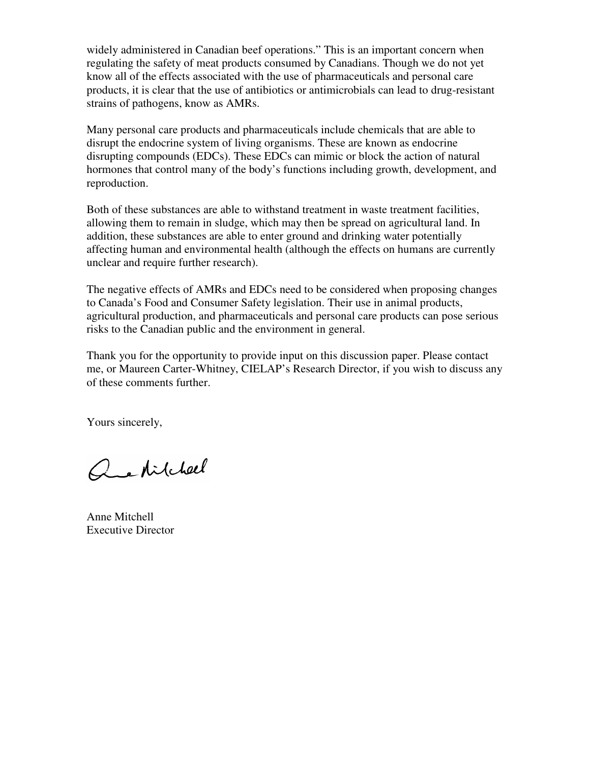widely administered in Canadian beef operations." This is an important concern when regulating the safety of meat products consumed by Canadians. Though we do not yet know all of the effects associated with the use of pharmaceuticals and personal care products, it is clear that the use of antibiotics or antimicrobials can lead to drug-resistant strains of pathogens, know as AMRs.

Many personal care products and pharmaceuticals include chemicals that are able to disrupt the endocrine system of living organisms. These are known as endocrine disrupting compounds (EDCs). These EDCs can mimic or block the action of natural hormones that control many of the body's functions including growth, development, and reproduction.

Both of these substances are able to withstand treatment in waste treatment facilities, allowing them to remain in sludge, which may then be spread on agricultural land. In addition, these substances are able to enter ground and drinking water potentially affecting human and environmental health (although the effects on humans are currently unclear and require further research).

The negative effects of AMRs and EDCs need to be considered when proposing changes to Canada's Food and Consumer Safety legislation. Their use in animal products, agricultural production, and pharmaceuticals and personal care products can pose serious risks to the Canadian public and the environment in general.

Thank you for the opportunity to provide input on this discussion paper. Please contact me, or Maureen Carter-Whitney, CIELAP's Research Director, if you wish to discuss any of these comments further.

Yours sincerely,

Anne Mitchell

Executive Director